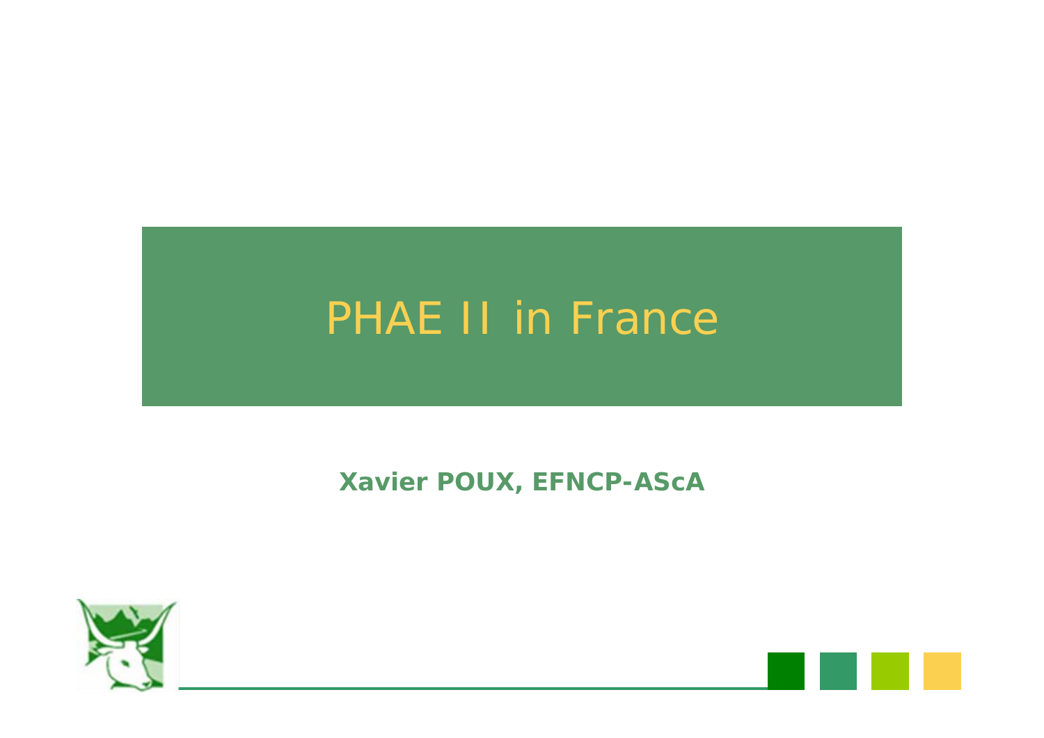# PHAE II in France

**Xavier POUX, EFNCP-AScA**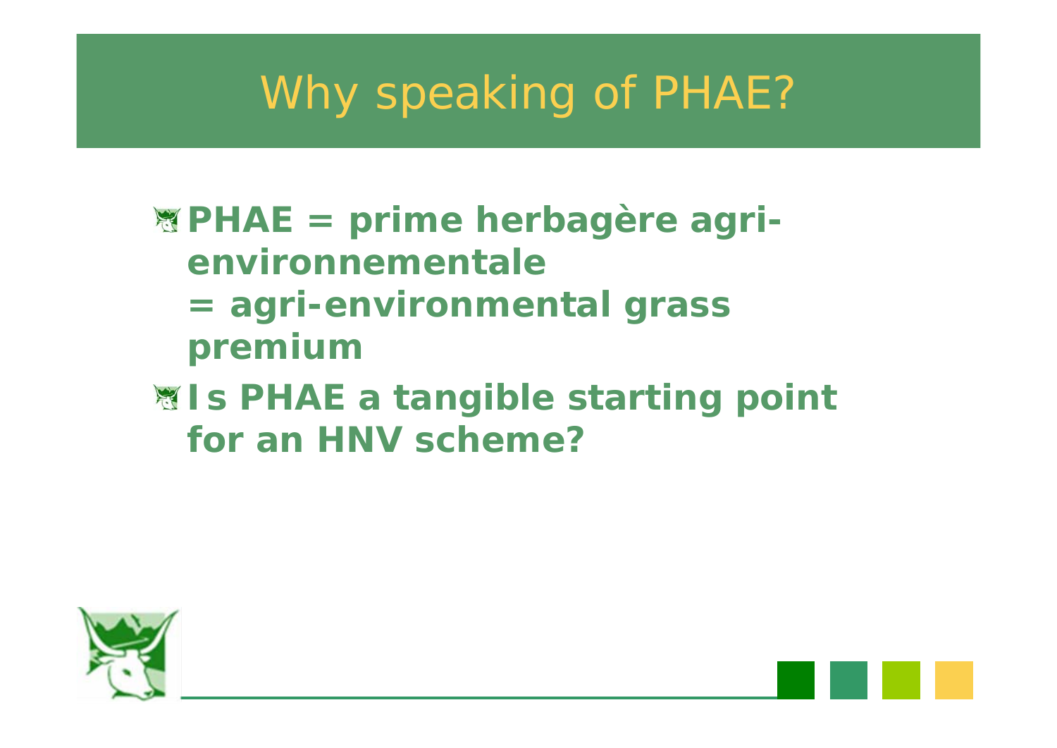# Why speaking of PHAE?

- **PHAE = prime herbagère agri-environnementale = agri-environmental grass premium**
- **Is PHAE a tangible starting point for an HNV scheme?**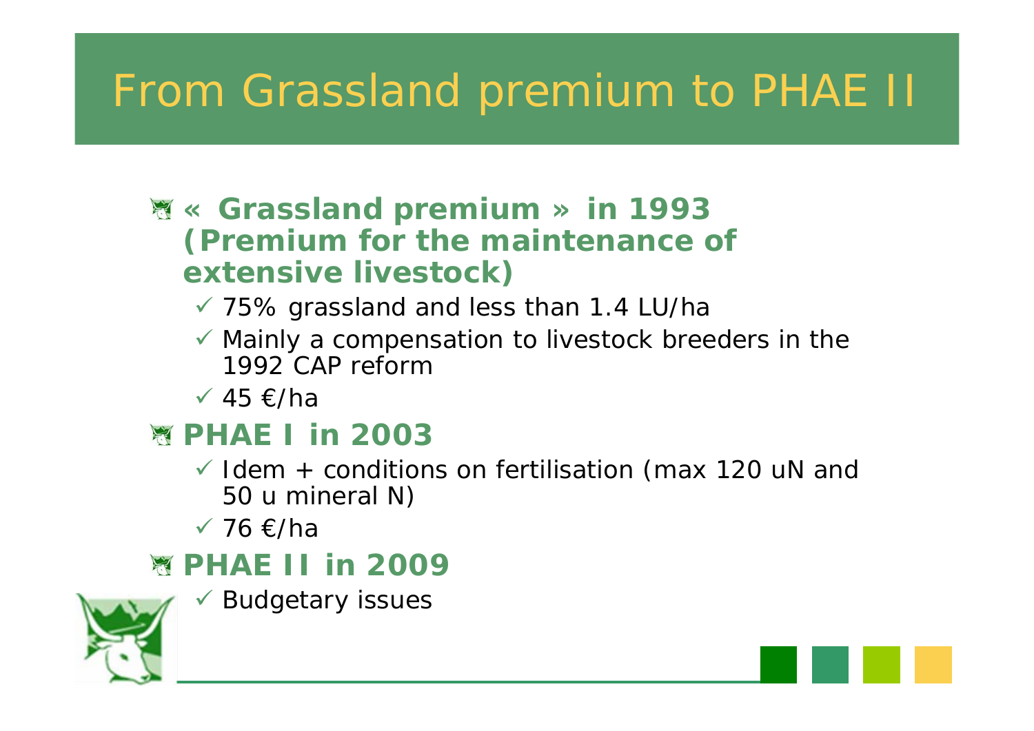# From Grassland premium to PHAE II

- **« Grassland premium » in 1993 (Premium for the maintenance of extensive livestock)**
  - ✓ 75% grassland and less than 1.4 LU/ha
  - ✓ Mainly a compensation to livestock breeders in the 1992 CAP reform
  - ✓ 45 €/ha
- **PHAE I in 2003**
  - ✓ Idem + conditions on fertilisation (max 120 uN and 50 u mineral N)
  - ✓ 76 €/ha
- **PHAE II in 2009**
  - ✓ Budgetary issues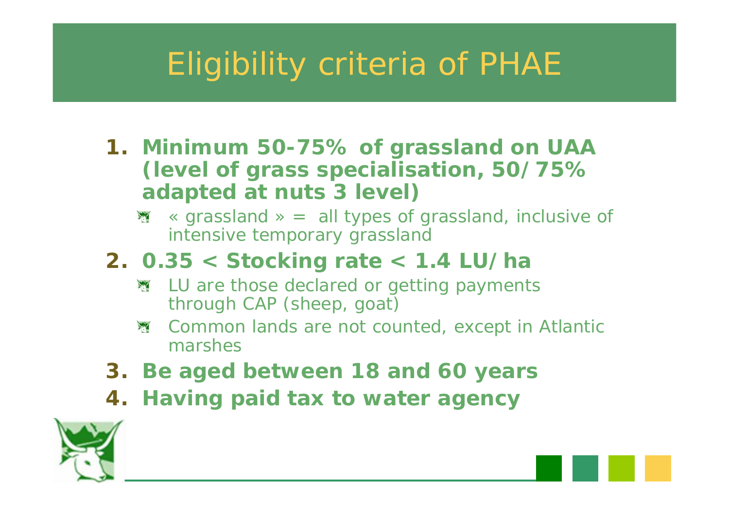# Eligibility criteria of PHAE

1. **Minimum 50-75% of grassland on UAA (level of grass specialisation, 50/75% adapted at nuts 3 level)**
   - « grassland » = all types of grassland, inclusive of intensive temporary grassland
2. **0.35 < Stocking rate < 1.4 LU/ha**
   - LU are those declared or getting payments through CAP (sheep, goat)
   - Common lands are not counted, except in Atlantic marshes
3. **Be aged between 18 and 60 years**
4. **Having paid tax to water agency**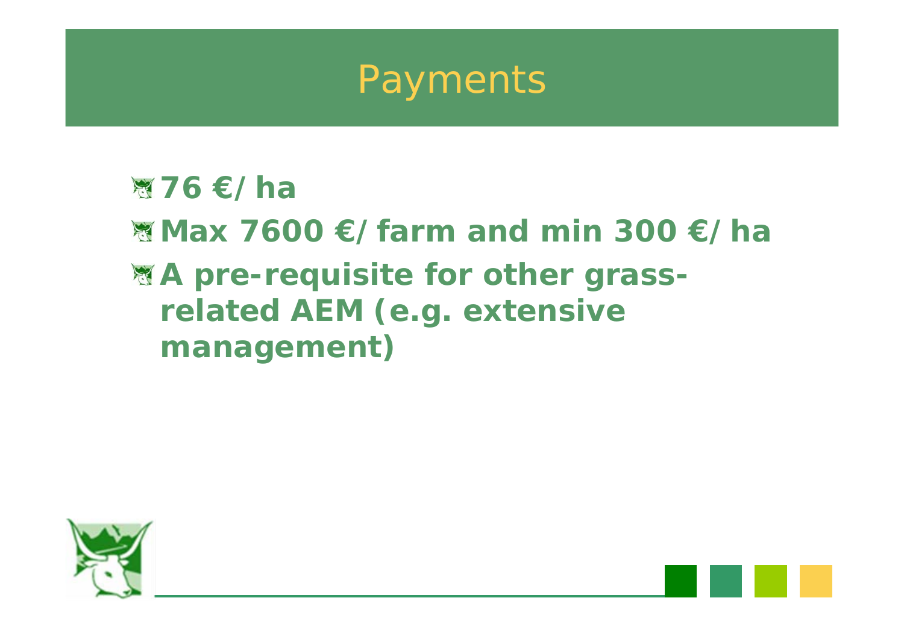# Payments

- **76 €/ha**
- **Max 7600 €/farm and min 300 €/ha**
- **A pre-requisite for other grass-related AEM (e.g. extensive management)**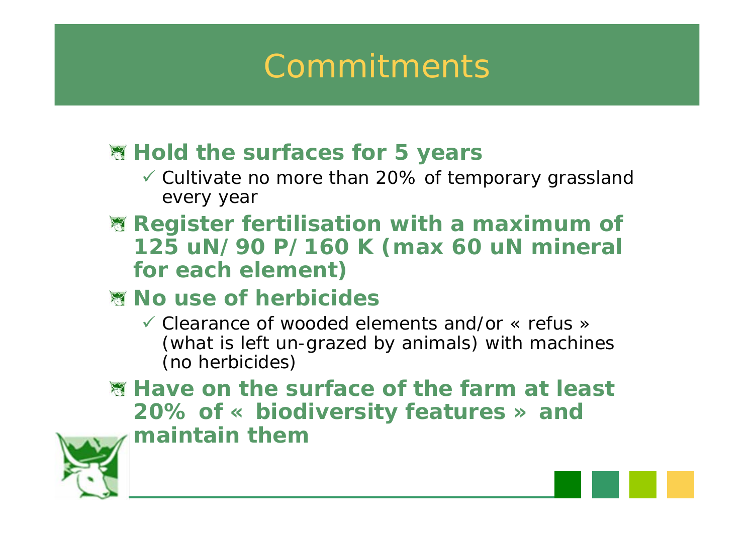# Commitments

- **Hold the surfaces for 5 years**
  - ✓ Cultivate no more than 20% of temporary grassland every year
- **Register fertilisation with a maximum of 125 uN/ 90 P/ 160 K (max 60 uN mineral for each element)**
- **No use of herbicides**
  - ✓ Clearance of wooded elements and/or « refus » (what is left un-grazed by animals) with machines (no herbicides)
- **Have on the surface of the farm at least 20% of « biodiversity features » and maintain them**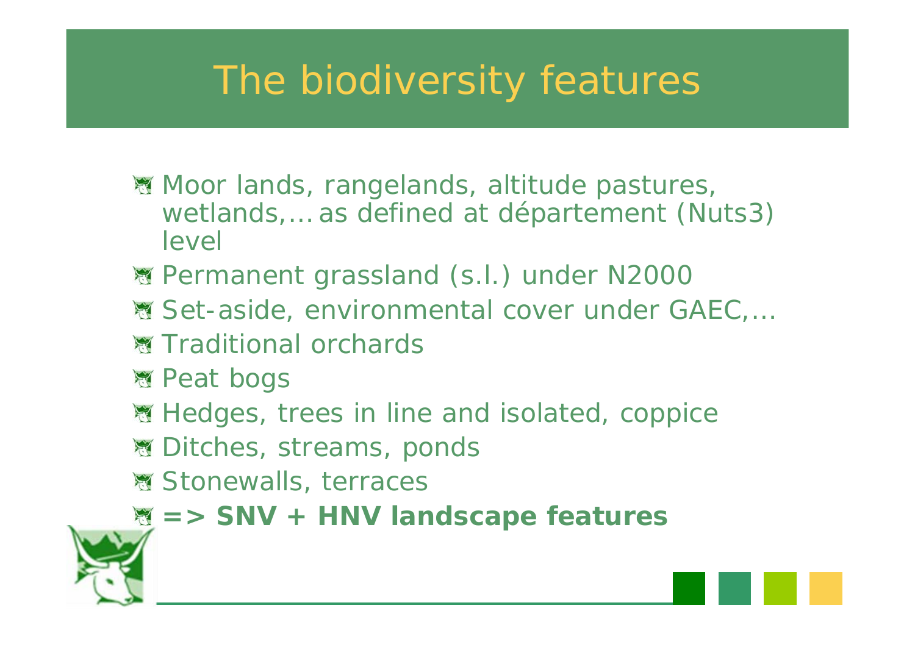# The biodiversity features

- Moor lands, rangelands, altitude pastures, wetlands,… as defined at département (Nuts3) level
- Permanent grassland (s.l.) under N2000
- Set-aside, environmental cover under GAEC,…
- Traditional orchards
- Peat bogs
- Hedges, trees in line and isolated, coppice
- Ditches, streams, ponds
- Stonewalls, terraces
- **=> SNV + HNV landscape features**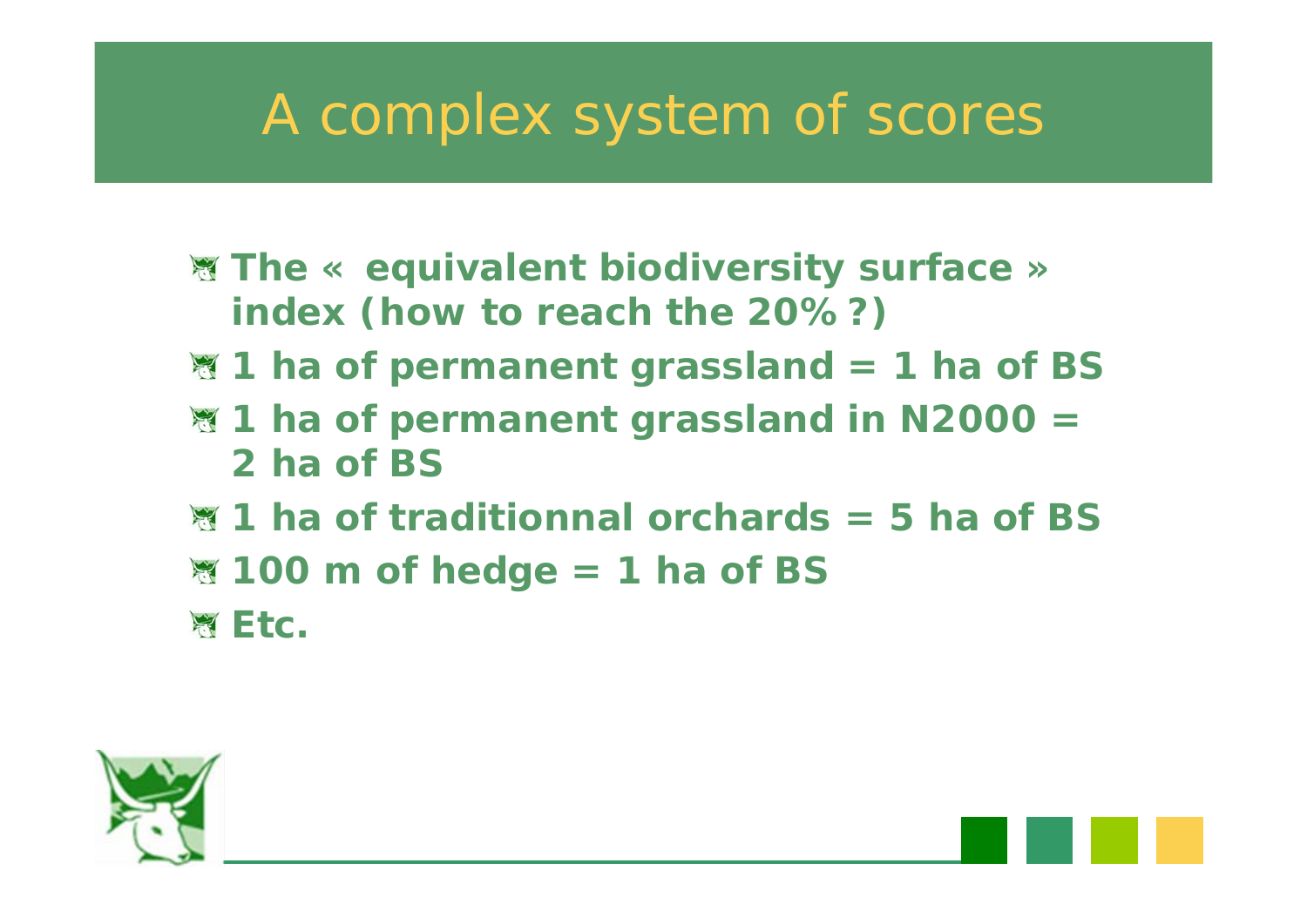# A complex system of scores

- **The « equivalent biodiversity surface » index (how to reach the 20% ?)**
- **1 ha of permanent grassland = 1 ha of BS**
- **1 ha of permanent grassland in N2000 = 2 ha of BS**
- **1 ha of traditionnal orchards = 5 ha of BS**
- **100 m of hedge = 1 ha of BS**
- **Etc.**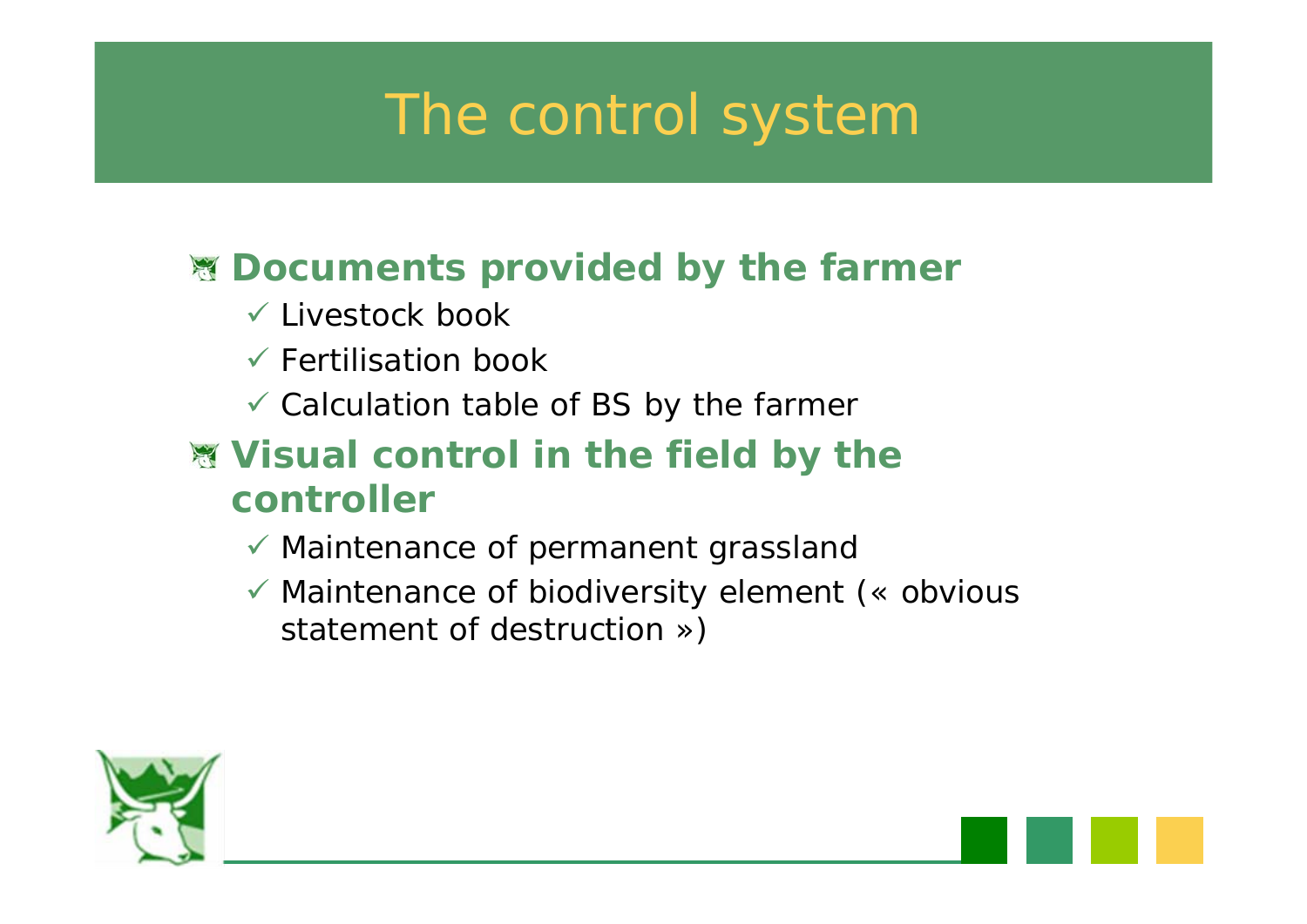# The control system

- **Documents provided by the farmer**
  - ✓ Livestock book
  - ✓ Fertilisation book
  - ✓ Calculation table of BS by the farmer
- **Visual control in the field by the controller**
  - ✓ Maintenance of permanent grassland
  - ✓ Maintenance of biodiversity element (« obvious statement of destruction »)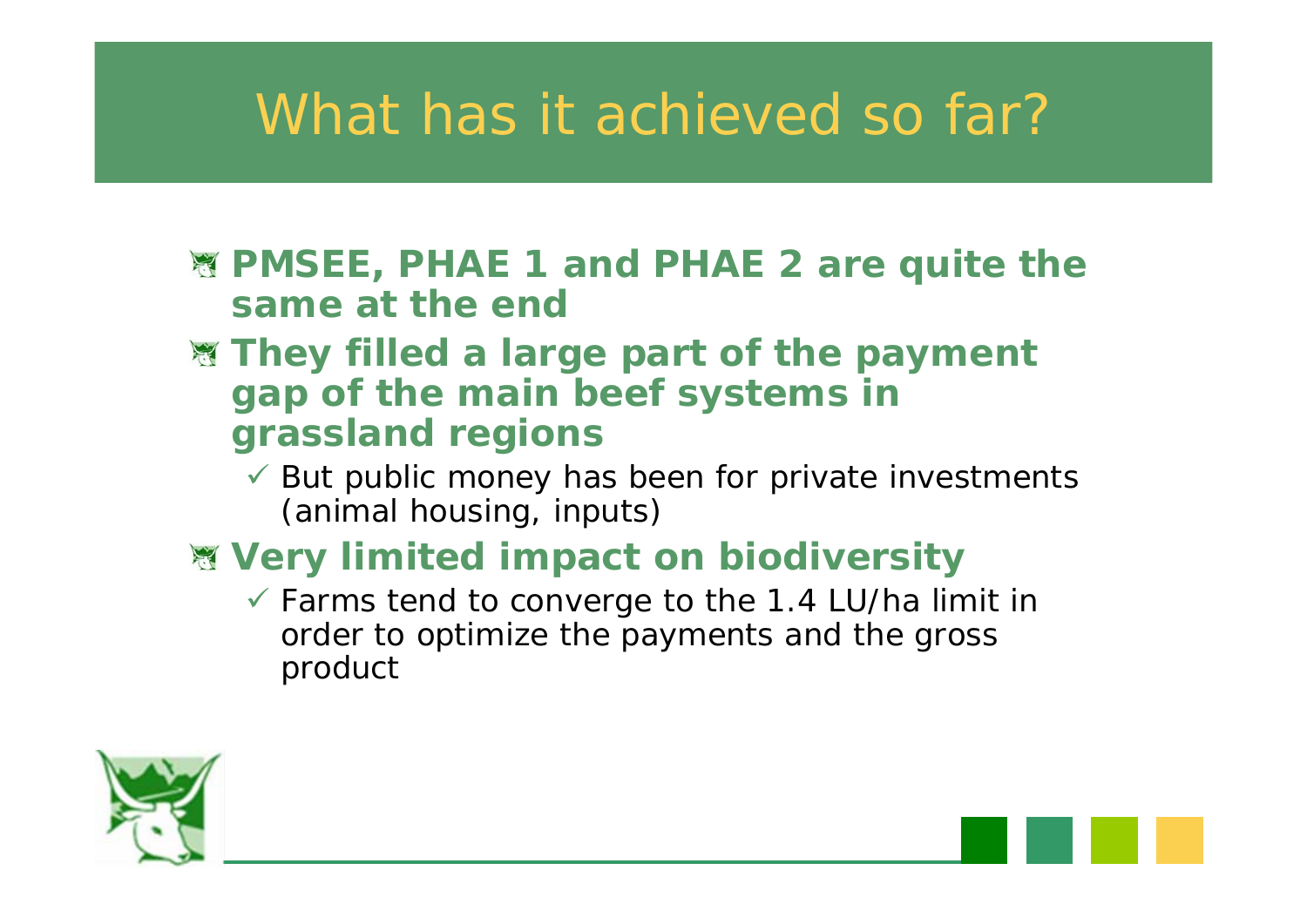# What has it achieved so far?

- **PMSEE, PHAE 1 and PHAE 2 are quite the same at the end**
- **They filled a large part of the payment gap of the main beef systems in grassland regions**
  - ✓ But public money has been for private investments (animal housing, inputs)
- **Very limited impact on biodiversity**
  - ✓ Farms tend to converge to the 1.4 LU/ha limit in order to optimize the payments and the gross product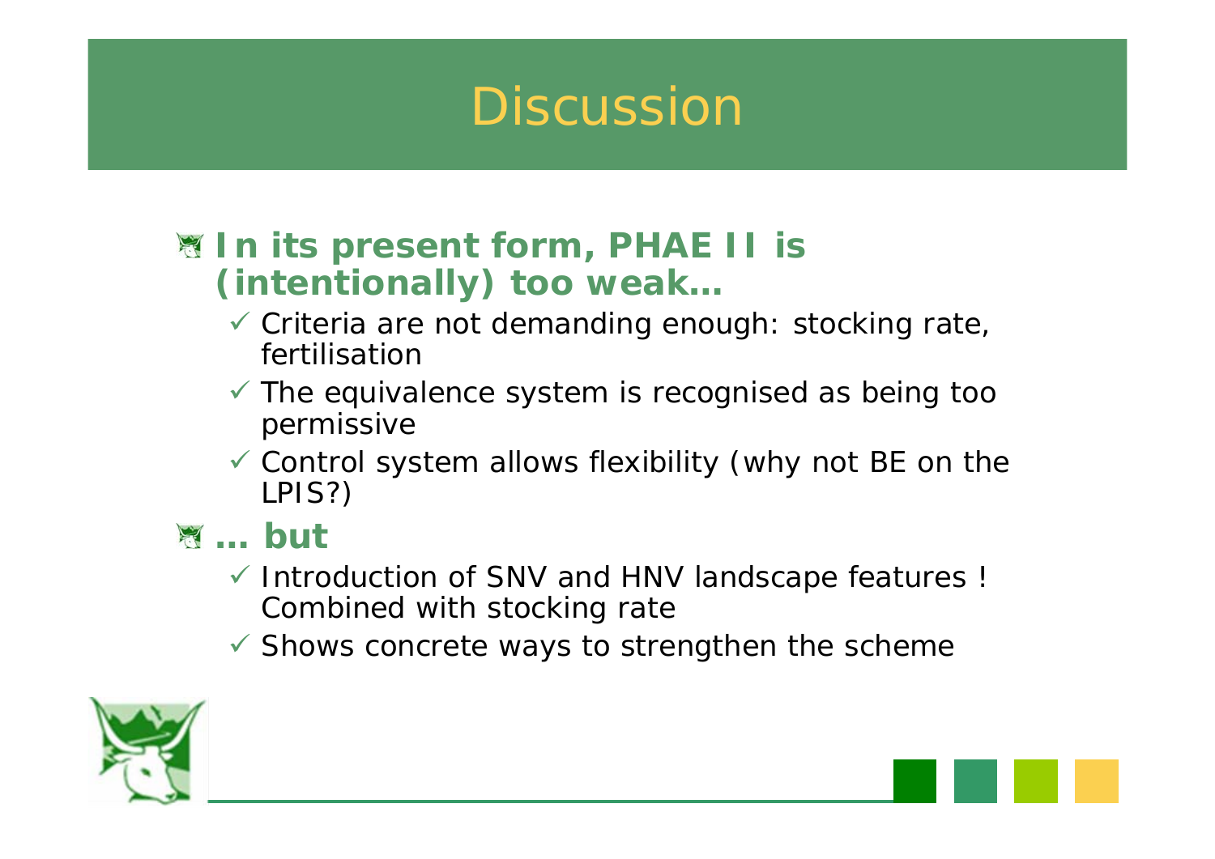# Discussion

- **In its present form, PHAE II is (intentionally) too weak…**
  - ✓ Criteria are not demanding enough: stocking rate, fertilisation
  - ✓ The equivalence system is recognised as being too permissive
  - ✓ Control system allows flexibility (why not BE on the LPIS?)
- **… but**
  - ✓ Introduction of SNV and HNV landscape features ! Combined with stocking rate
  - ✓ Shows concrete ways to strengthen the scheme